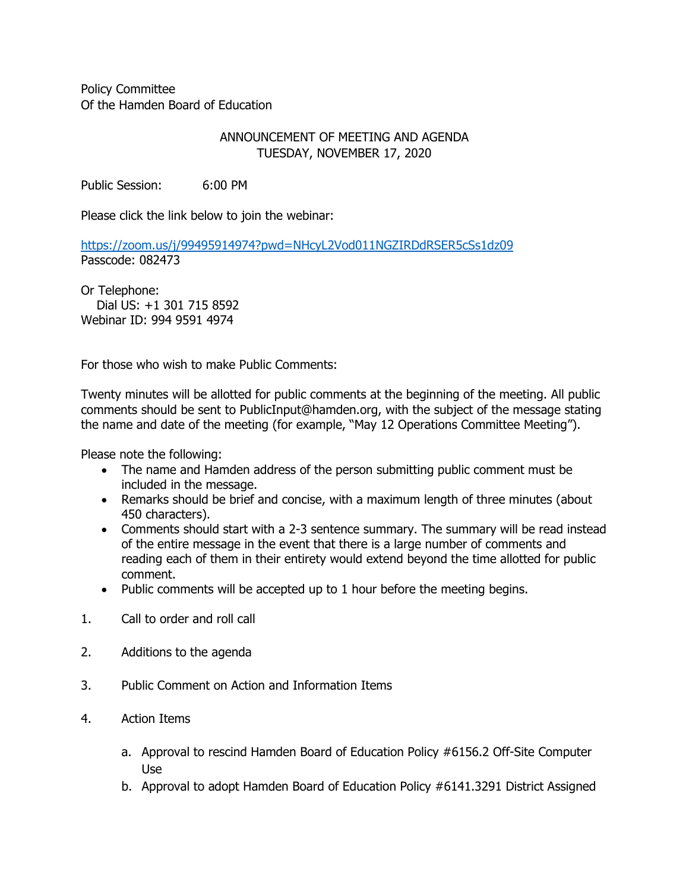Policy Committee
Of the Hamden Board of Education

ANNOUNCEMENT OF MEETING AND AGENDA
TUESDAY, NOVEMBER 17, 2020

Public Session: 6:00 PM

Please click the link below to join the webinar:

https://zoom.us/j/99495914974?pwd=NHcyL2Vod011NGZIRDdRSER5cSs1dz09
Passcode: 082473

Or Telephone:
Dial US: +1 301 715 8592
Webinar ID: 994 9591 4974

For those who wish to make Public Comments:

Twenty minutes will be allotted for public comments at the beginning of the meeting. All public comments should be sent to PublicInput@hamden.org, with the subject of the message stating the name and date of the meeting (for example, "May 12 Operations Committee Meeting").

Please note the following:

- The name and Hamden address of the person submitting public comment must be included in the message.
- Remarks should be brief and concise, with a maximum length of three minutes (about 450 characters).
- Comments should start with a 2-3 sentence summary. The summary will be read instead of the entire message in the event that there is a large number of comments and reading each of them in their entirety would extend beyond the time allotted for public comment.
- Public comments will be accepted up to 1 hour before the meeting begins.

1. Call to order and roll call

2. Additions to the agenda

3. Public Comment on Action and Information Items

4. Action Items

   a. Approval to rescind Hamden Board of Education Policy #6156.2 Off-Site Computer Use
   b. Approval to adopt Hamden Board of Education Policy #6141.3291 District Assigned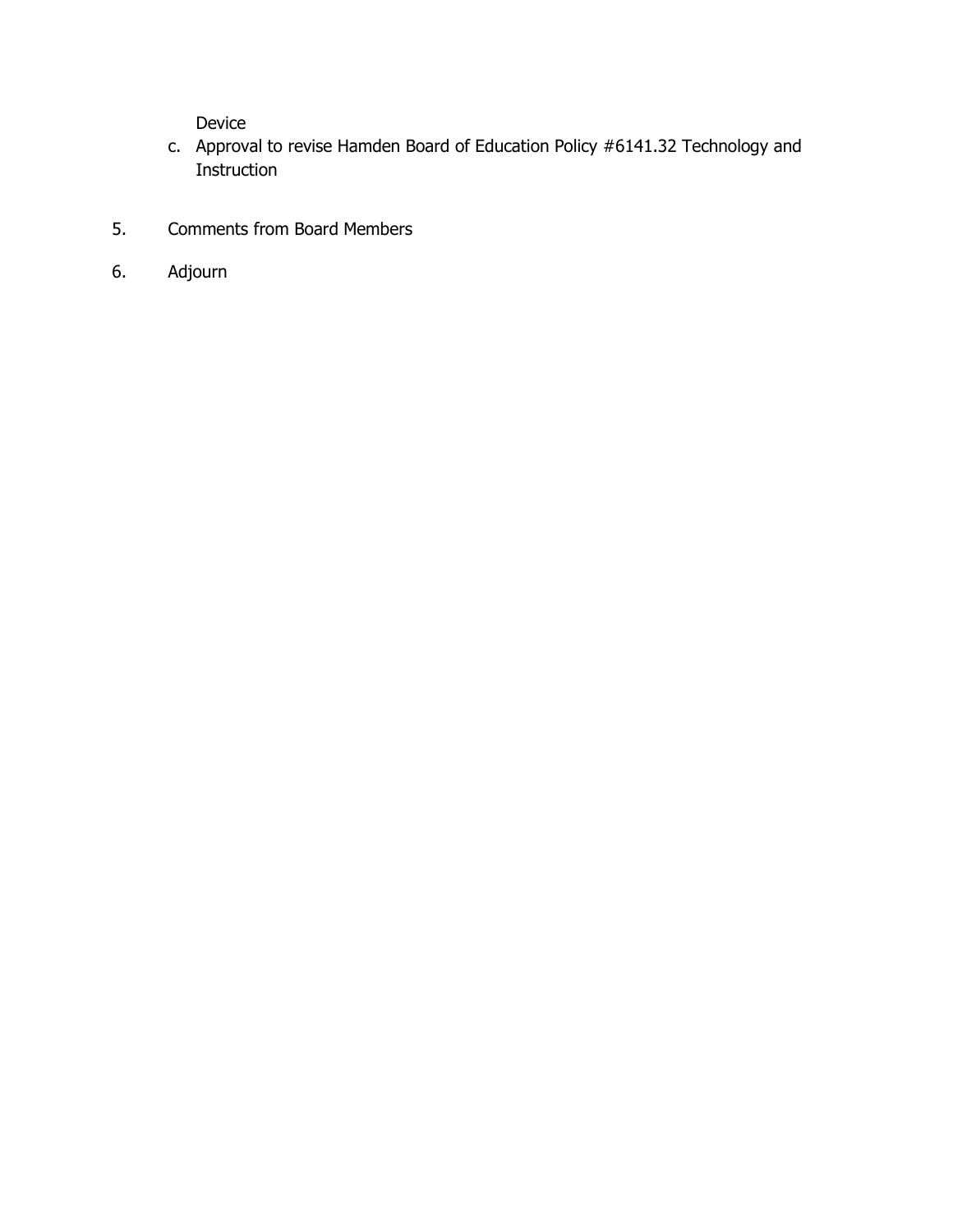Device

c. Approval to revise Hamden Board of Education Policy #6141.32 Technology and Instruction

5. Comments from Board Members

6. Adjourn